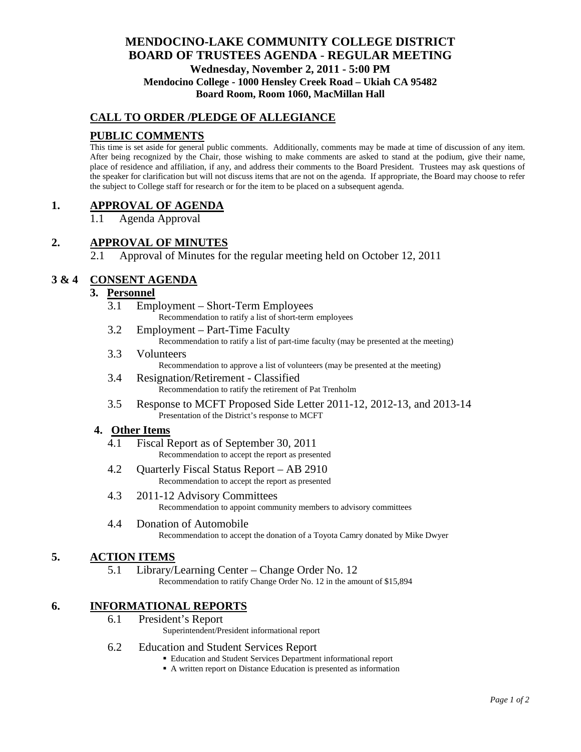# MENDOCINO-LAKE COMMUNITY COLLEGE DISTRICT
# BOARD OF TRUSTEES AGENDA - REGULAR MEETING

**Wednesday, November 2, 2011 - 5:00 PM**

**Mendocino College - 1000 Hensley Creek Road – Ukiah CA 95482**

**Board Room, Room 1060, MacMillan Hall**

## CALL TO ORDER /PLEDGE OF ALLEGIANCE

## PUBLIC COMMENTS

This time is set aside for general public comments. Additionally, comments may be made at time of discussion of any item. After being recognized by the Chair, those wishing to make comments are asked to stand at the podium, give their name, place of residence and affiliation, if any, and address their comments to the Board President. Trustees may ask questions of the speaker for clarification but will not discuss items that are not on the agenda. If appropriate, the Board may choose to refer the subject to College staff for research or for the item to be placed on a subsequent agenda.

## 1. APPROVAL OF AGENDA

1.1 Agenda Approval

## 2. APPROVAL OF MINUTES

2.1 Approval of Minutes for the regular meeting held on October 12, 2011

## 3 & 4 CONSENT AGENDA

### 3. Personnel

3.1 Employment – Short-Term Employees
Recommendation to ratify a list of short-term employees

3.2 Employment – Part-Time Faculty
Recommendation to ratify a list of part-time faculty (may be presented at the meeting)

3.3 Volunteers
Recommendation to approve a list of volunteers (may be presented at the meeting)

3.4 Resignation/Retirement - Classified
Recommendation to ratify the retirement of Pat Trenholm

3.5 Response to MCFT Proposed Side Letter 2011-12, 2012-13, and 2013-14
Presentation of the District's response to MCFT

### 4. Other Items

4.1 Fiscal Report as of September 30, 2011
Recommendation to accept the report as presented

4.2 Quarterly Fiscal Status Report – AB 2910
Recommendation to accept the report as presented

4.3 2011-12 Advisory Committees
Recommendation to appoint community members to advisory committees

4.4 Donation of Automobile
Recommendation to accept the donation of a Toyota Camry donated by Mike Dwyer

## 5. ACTION ITEMS

5.1 Library/Learning Center – Change Order No. 12
Recommendation to ratify Change Order No. 12 in the amount of $15,894

## 6. INFORMATIONAL REPORTS

6.1 President's Report
Superintendent/President informational report

6.2 Education and Student Services Report
- Education and Student Services Department informational report
- A written report on Distance Education is presented as information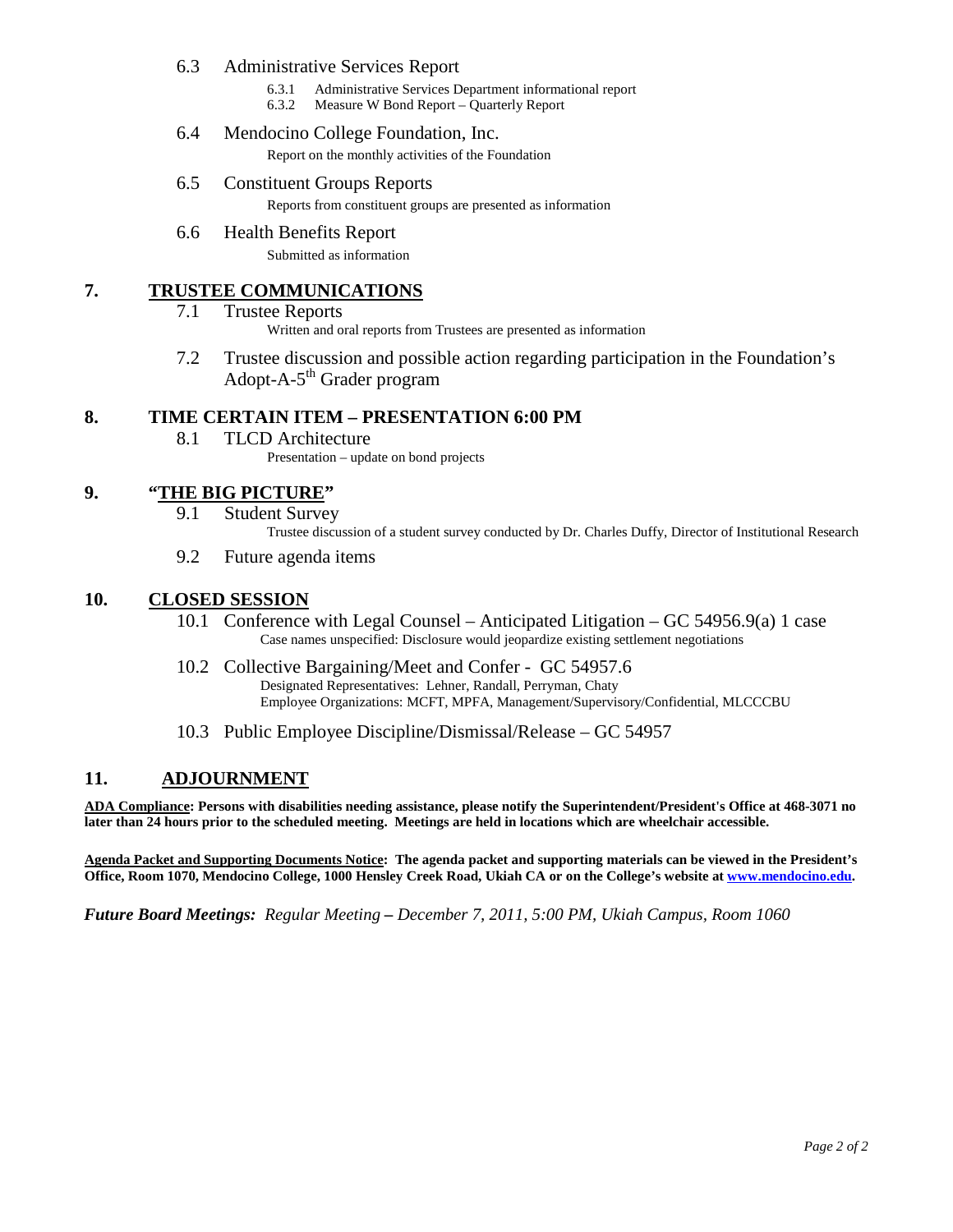6.3 Administrative Services Report

6.3.1 Administrative Services Department informational report
6.3.2 Measure W Bond Report – Quarterly Report

6.4 Mendocino College Foundation, Inc.

Report on the monthly activities of the Foundation

6.5 Constituent Groups Reports

Reports from constituent groups are presented as information

6.6 Health Benefits Report

Submitted as information

## 7. TRUSTEE COMMUNICATIONS

7.1 Trustee Reports

Written and oral reports from Trustees are presented as information

7.2 Trustee discussion and possible action regarding participation in the Foundation's Adopt-A-5th Grader program

## 8. TIME CERTAIN ITEM – PRESENTATION 6:00 PM

8.1 TLCD Architecture

Presentation – update on bond projects

## 9. "THE BIG PICTURE"

9.1 Student Survey

Trustee discussion of a student survey conducted by Dr. Charles Duffy, Director of Institutional Research

9.2 Future agenda items

## 10. CLOSED SESSION

10.1 Conference with Legal Counsel – Anticipated Litigation – GC 54956.9(a) 1 case

Case names unspecified: Disclosure would jeopardize existing settlement negotiations

10.2 Collective Bargaining/Meet and Confer - GC 54957.6

Designated Representatives: Lehner, Randall, Perryman, Chaty
Employee Organizations: MCFT, MPFA, Management/Supervisory/Confidential, MLCCCBU

10.3 Public Employee Discipline/Dismissal/Release – GC 54957

## 11. ADJOURNMENT

**ADA Compliance: Persons with disabilities needing assistance, please notify the Superintendent/President's Office at 468-3071 no later than 24 hours prior to the scheduled meeting. Meetings are held in locations which are wheelchair accessible.**

**Agenda Packet and Supporting Documents Notice: The agenda packet and supporting materials can be viewed in the President's Office, Room 1070, Mendocino College, 1000 Hensley Creek Road, Ukiah CA or on the College's website at www.mendocino.edu.**

***Future Board Meetings:*** *Regular Meeting – December 7, 2011, 5:00 PM, Ukiah Campus, Room 1060*